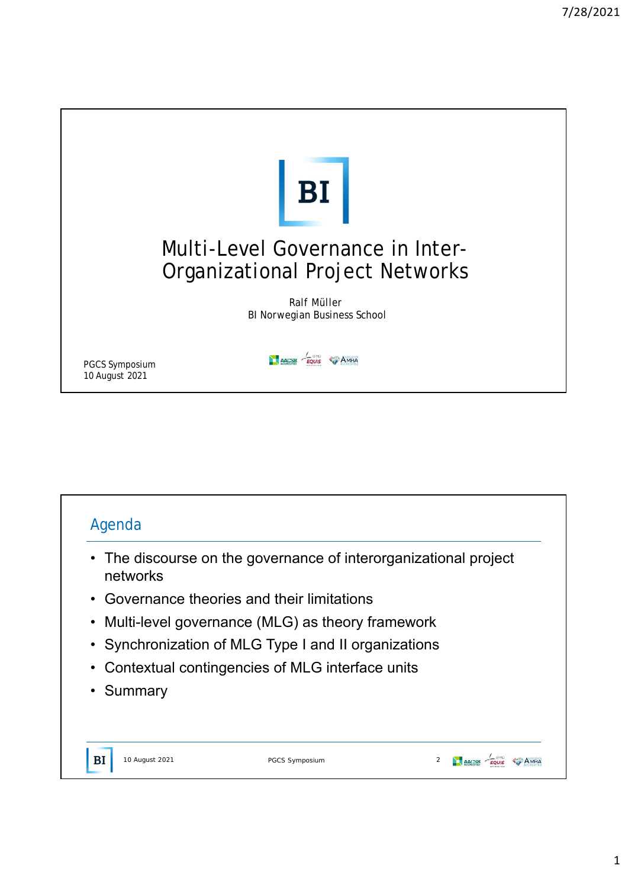# Multi-Level Governance in Inter-Organizational Project Networks

Ralf Müller
BI Norwegian Business School

PGCS Symposium
10 August 2021

## Agenda

- The discourse on the governance of interorganizational project networks
- Governance theories and their limitations
- Multi-level governance (MLG) as theory framework
- Synchronization of MLG Type I and II organizations
- Contextual contingencies of MLG interface units
- Summary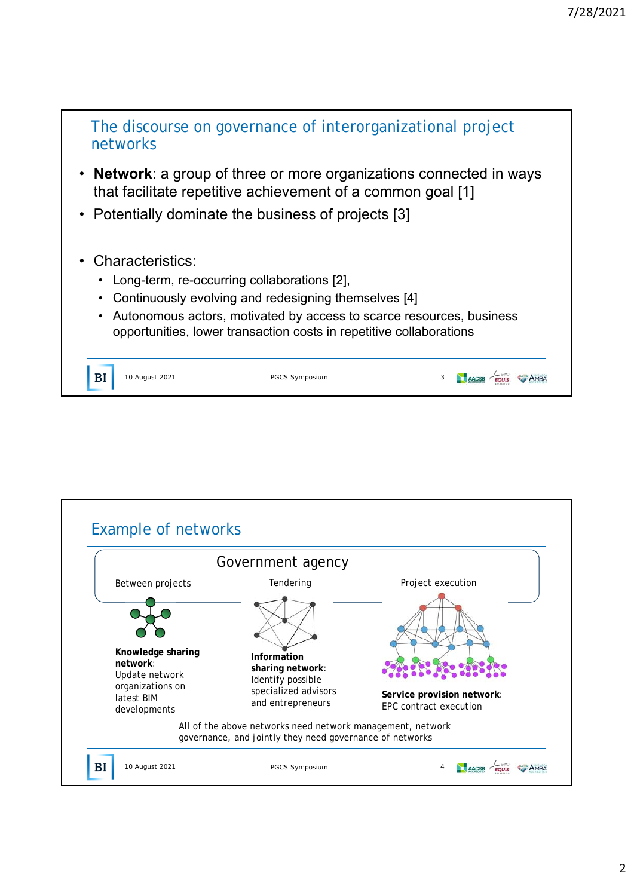## The discourse on governance of interorganizational project networks

- **Network**: a group of three or more organizations connected in ways that facilitate repetitive achievement of a common goal [1]
- Potentially dominate the business of projects [3]

- Characteristics:
  - Long-term, re-occurring collaborations [2],
  - Continuously evolving and redesigning themselves [4]
  - Autonomous actors, motivated by access to scarce resources, business opportunities, lower transaction costs in repetitive collaborations

## Example of networks

Government agency

Between projects

Tendering

Project execution

**Knowledge sharing network**: Update network organizations on latest BIM developments

**Information sharing network**: Identify possible specialized advisors and entrepreneurs

**Service provision network**: EPC contract execution

All of the above networks need network management, network governance, and jointly they need governance of networks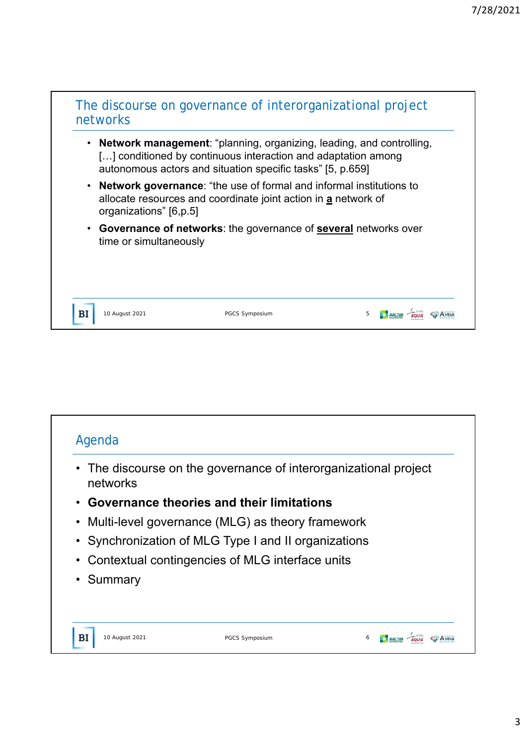## The discourse on governance of interorganizational project networks

- **Network management**: "planning, organizing, leading, and controlling, [...] conditioned by continuous interaction and adaptation among autonomous actors and situation specific tasks" [5, p.659]
- **Network governance**: "the use of formal and informal institutions to allocate resources and coordinate joint action in **a** network of organizations" [6,p.5]
- **Governance of networks**: the governance of **several** networks over time or simultaneously

## Agenda

- The discourse on the governance of interorganizational project networks
- **Governance theories and their limitations**
- Multi-level governance (MLG) as theory framework
- Synchronization of MLG Type I and II organizations
- Contextual contingencies of MLG interface units
- Summary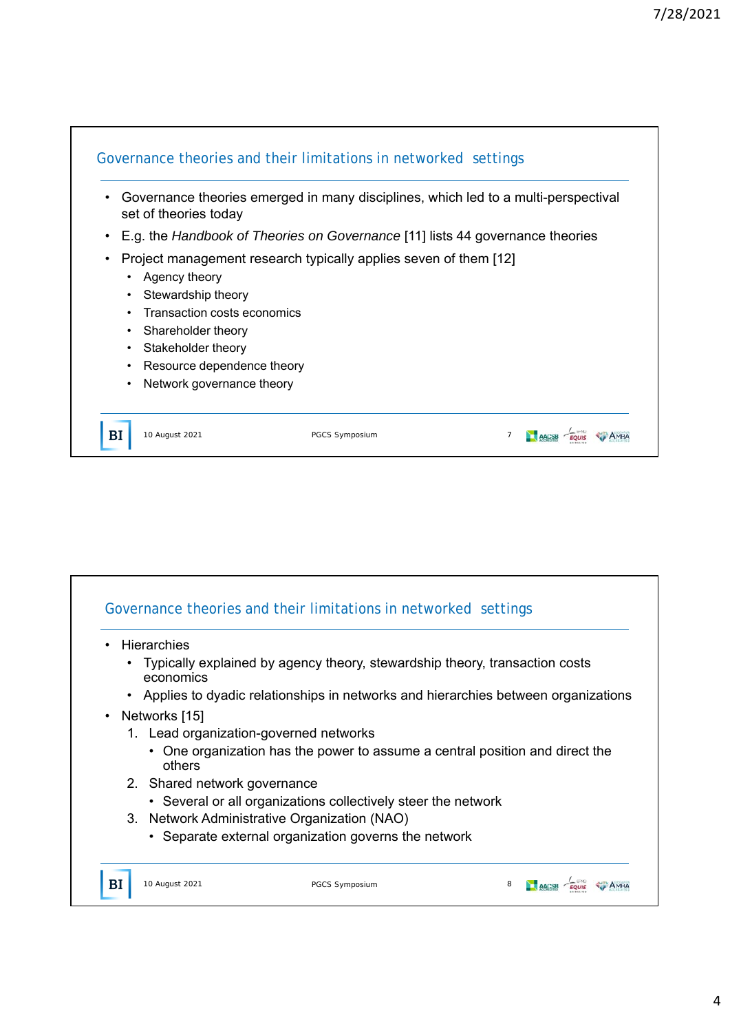## Governance theories and their limitations in networked settings

- Governance theories emerged in many disciplines, which led to a multi-perspectival set of theories today
- E.g. the *Handbook of Theories on Governance* [11] lists 44 governance theories
- Project management research typically applies seven of them [12]
  - Agency theory
  - Stewardship theory
  - Transaction costs economics
  - Shareholder theory
  - Stakeholder theory
  - Resource dependence theory
  - Network governance theory

## Governance theories and their limitations in networked settings

- Hierarchies
  - Typically explained by agency theory, stewardship theory, transaction costs economics
  - Applies to dyadic relationships in networks and hierarchies between organizations
- Networks [15]
  1. Lead organization-governed networks
     - One organization has the power to assume a central position and direct the others
  2. Shared network governance
     - Several or all organizations collectively steer the network
  3. Network Administrative Organization (NAO)
     - Separate external organization governs the network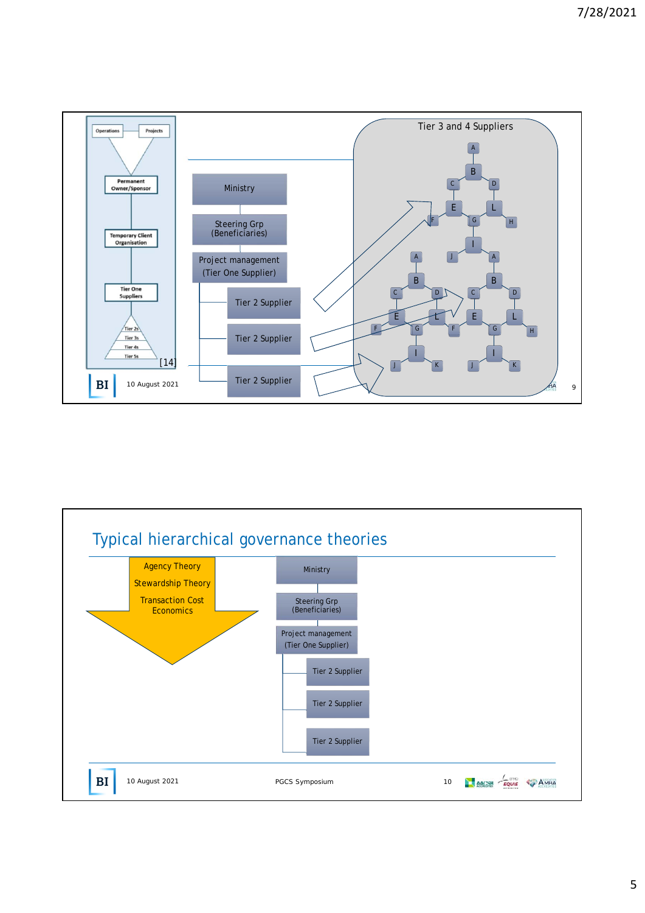Tier 3 and 4 Suppliers

Operations | Projects

Permanent Owner/Sponsor

Temporary Client Organisation

Tier One Suppliers

Tier 2s
Tier 3s
Tier 4s
Tier 5s

[14]

Ministry

Steering Grp (Beneficiaries)

Project management (Tier One Supplier)

Tier 2 Supplier

Tier 2 Supplier

Tier 2 Supplier

# Typical hierarchical governance theories

- Agency Theory
- Stewardship Theory
- Transaction Cost Economics

Ministry

Steering Grp (Beneficiaries)

Project management (Tier One Supplier)

Tier 2 Supplier

Tier 2 Supplier

Tier 2 Supplier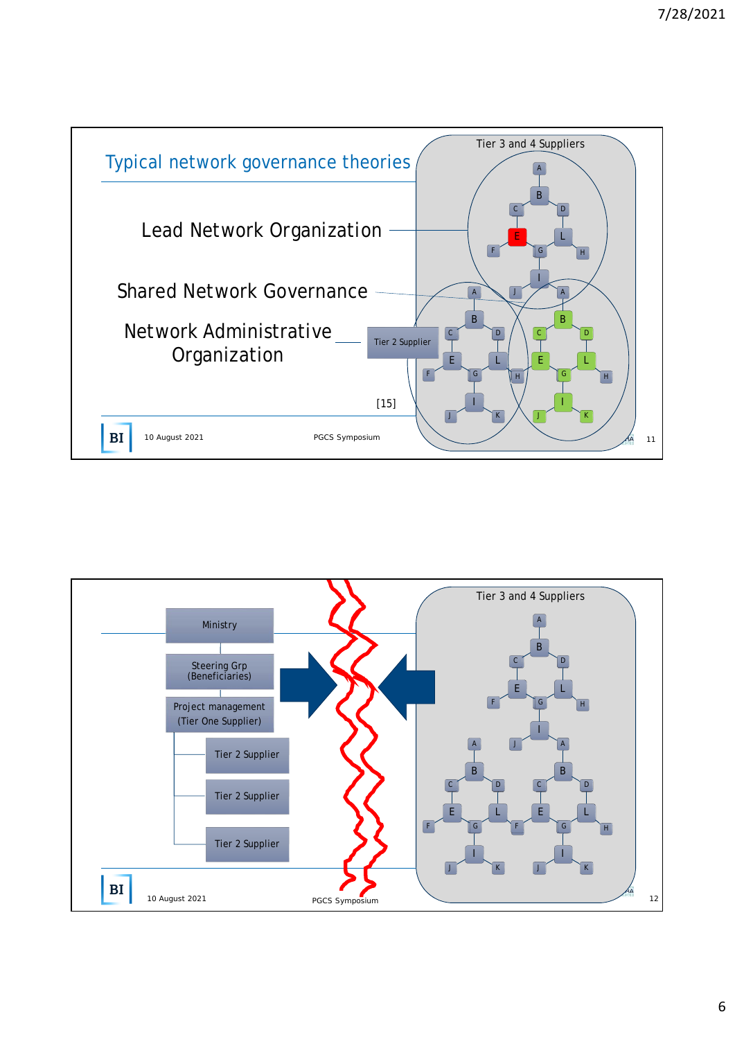## Typical network governance theories

Lead Network Organization

Shared Network Governance

Network Administrative Organization

Tier 2 Supplier

Tier 3 and 4 Suppliers

[15]

---

Ministry

Steering Grp (Beneficiaries)

Project management (Tier One Supplier)

Tier 2 Supplier

Tier 2 Supplier

Tier 2 Supplier

Tier 3 and 4 Suppliers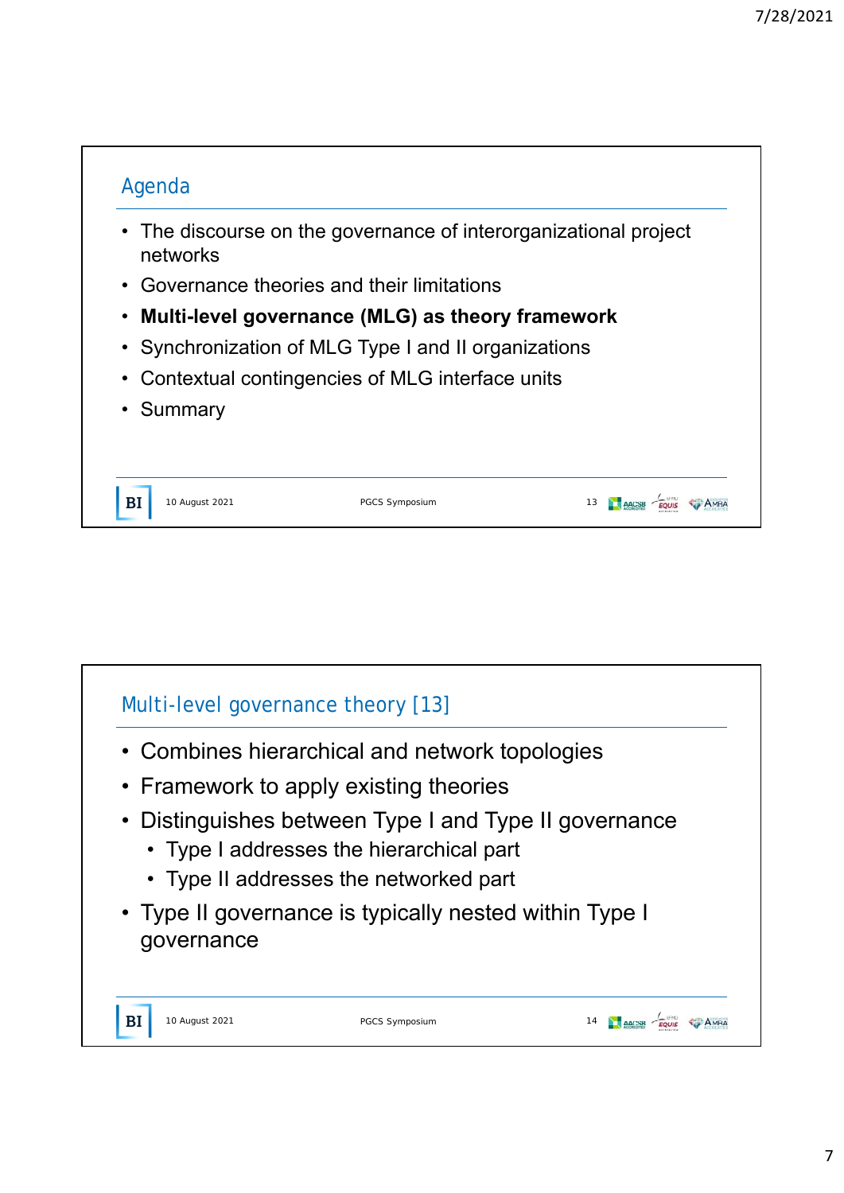## Agenda

- The discourse on the governance of interorganizational project networks
- Governance theories and their limitations
- **Multi-level governance (MLG) as theory framework**
- Synchronization of MLG Type I and II organizations
- Contextual contingencies of MLG interface units
- Summary

## Multi-level governance theory [13]

- Combines hierarchical and network topologies
- Framework to apply existing theories
- Distinguishes between Type I and Type II governance
  - Type I addresses the hierarchical part
  - Type II addresses the networked part
- Type II governance is typically nested within Type I governance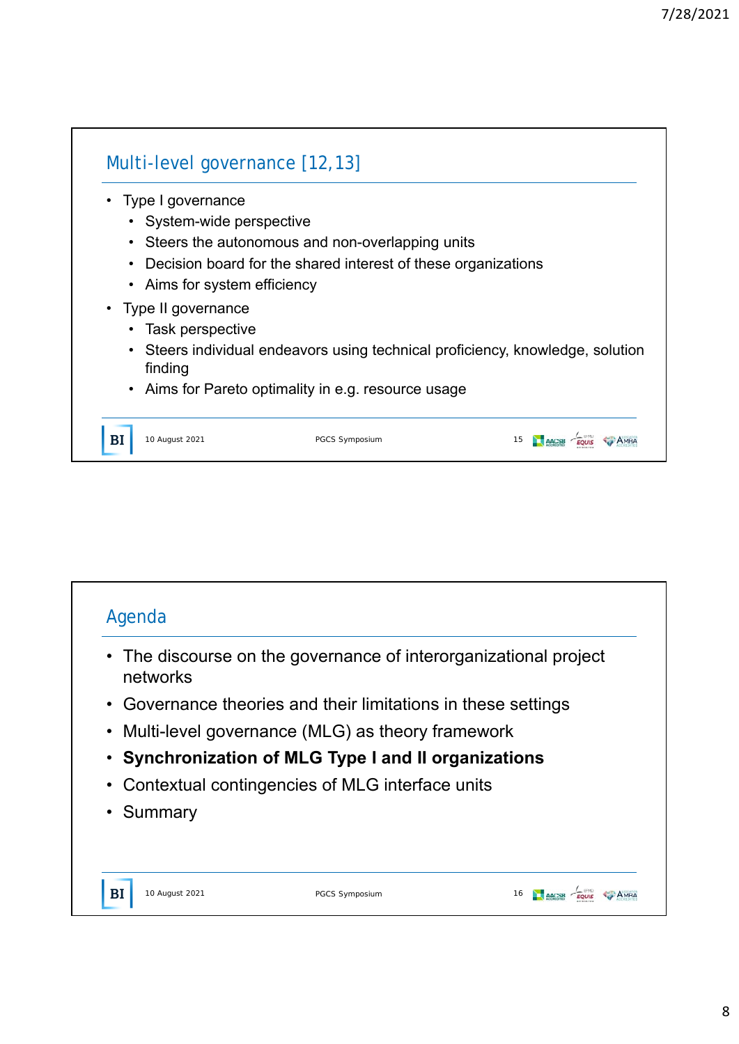## Multi-level governance [12,13]

- Type I governance
  - System-wide perspective
  - Steers the autonomous and non-overlapping units
  - Decision board for the shared interest of these organizations
  - Aims for system efficiency
- Type II governance
  - Task perspective
  - Steers individual endeavors using technical proficiency, knowledge, solution finding
  - Aims for Pareto optimality in e.g. resource usage

## Agenda

- The discourse on the governance of interorganizational project networks
- Governance theories and their limitations in these settings
- Multi-level governance (MLG) as theory framework
- **Synchronization of MLG Type I and II organizations**
- Contextual contingencies of MLG interface units
- Summary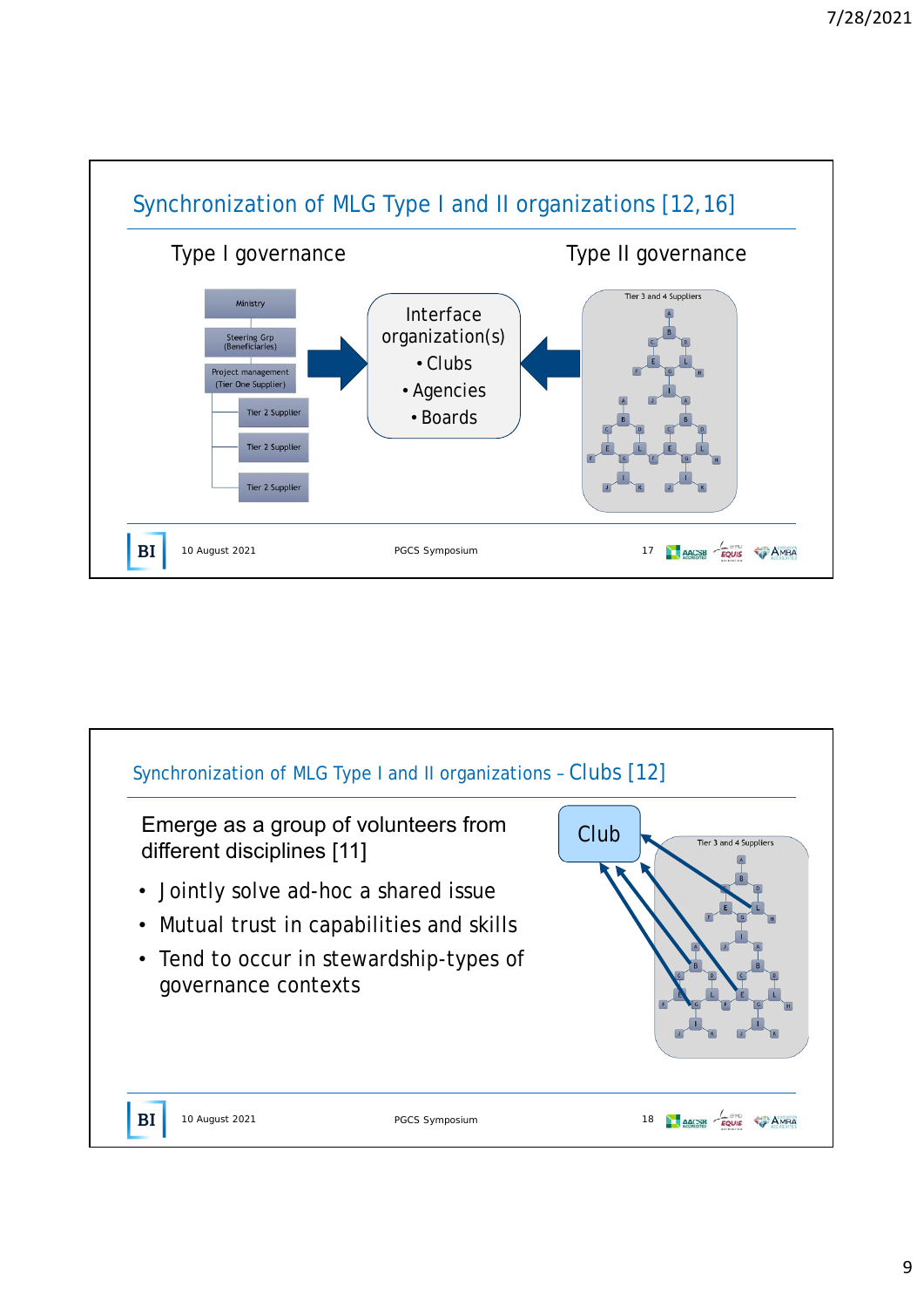## Synchronization of MLG Type I and II organizations [12,16]

Type I governance

Type II governance

- Ministry
- Steering Grp (Beneficiaries)
- Project management (Tier One Supplier)
- Tier 2 Supplier
- Tier 2 Supplier
- Tier 2 Supplier

Interface organization(s)

- Clubs
- Agencies
- Boards

Tier 3 and 4 Suppliers

## Synchronization of MLG Type I and II organizations – Clubs [12]

Emerge as a group of volunteers from different disciplines [11]

- Jointly solve ad-hoc a shared issue
- Mutual trust in capabilities and skills
- Tend to occur in stewardship-types of governance contexts

Club

Tier 3 and 4 Suppliers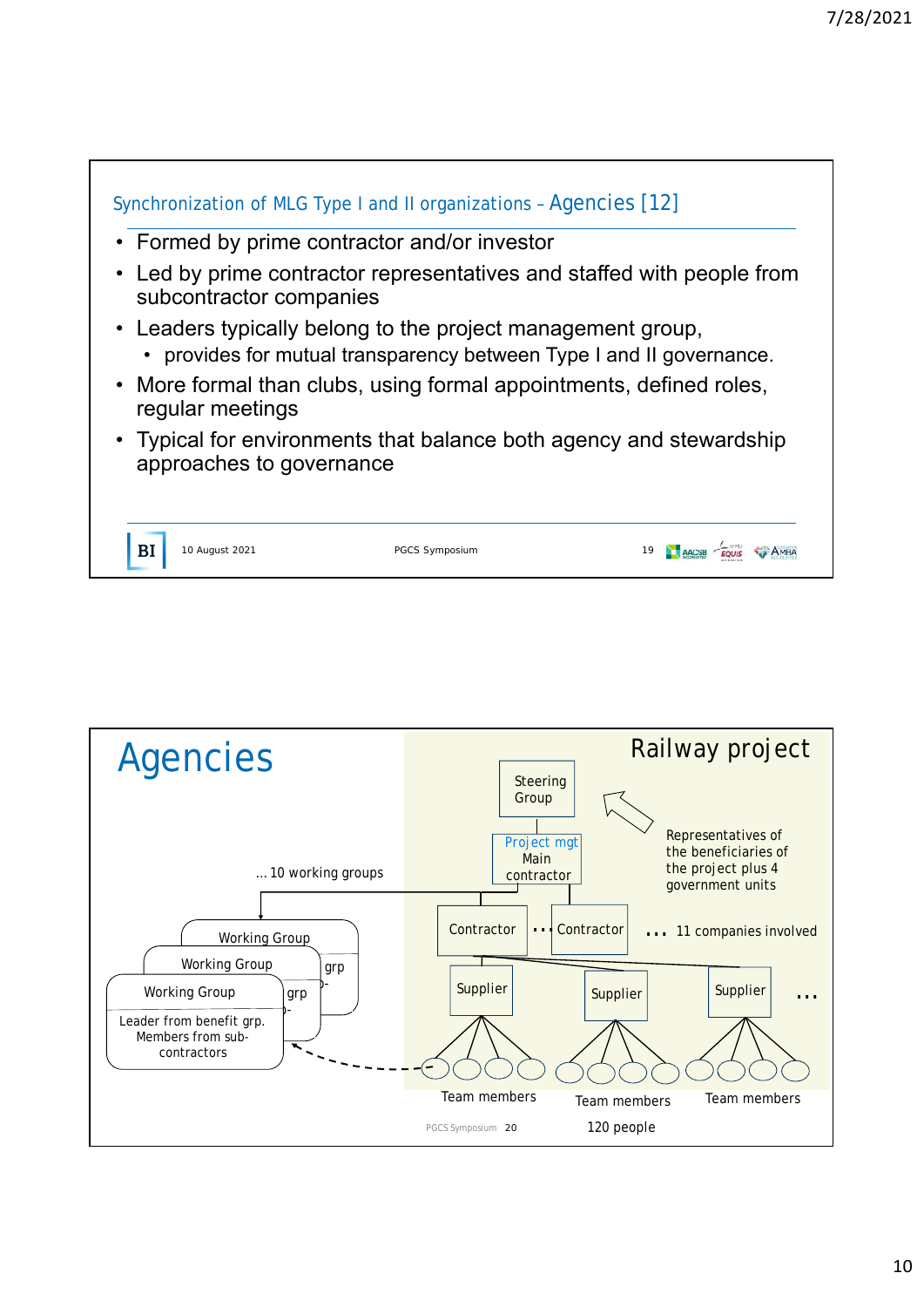## Synchronization of MLG Type I and II organizations – Agencies [12]

- Formed by prime contractor and/or investor
- Led by prime contractor representatives and staffed with people from subcontractor companies
- Leaders typically belong to the project management group,
  - provides for mutual transparency between Type I and II governance.
- More formal than clubs, using formal appointments, defined roles, regular meetings
- Typical for environments that balance both agency and stewardship approaches to governance

10 August 2021 PGCS Symposium

# Agencies

Railway project

Steering Group

Representatives of the beneficiaries of the project plus 4 government units

Project mgt
Main contractor

... 10 working groups

Contractor ... Contractor ... 11 companies involved

Working Group grp
Working Group grp
Working Group
Leader from benefit grp. Members from sub-contractors

Supplier Supplier Supplier ...

Team members Team members Team members

120 people

PGCS Symposium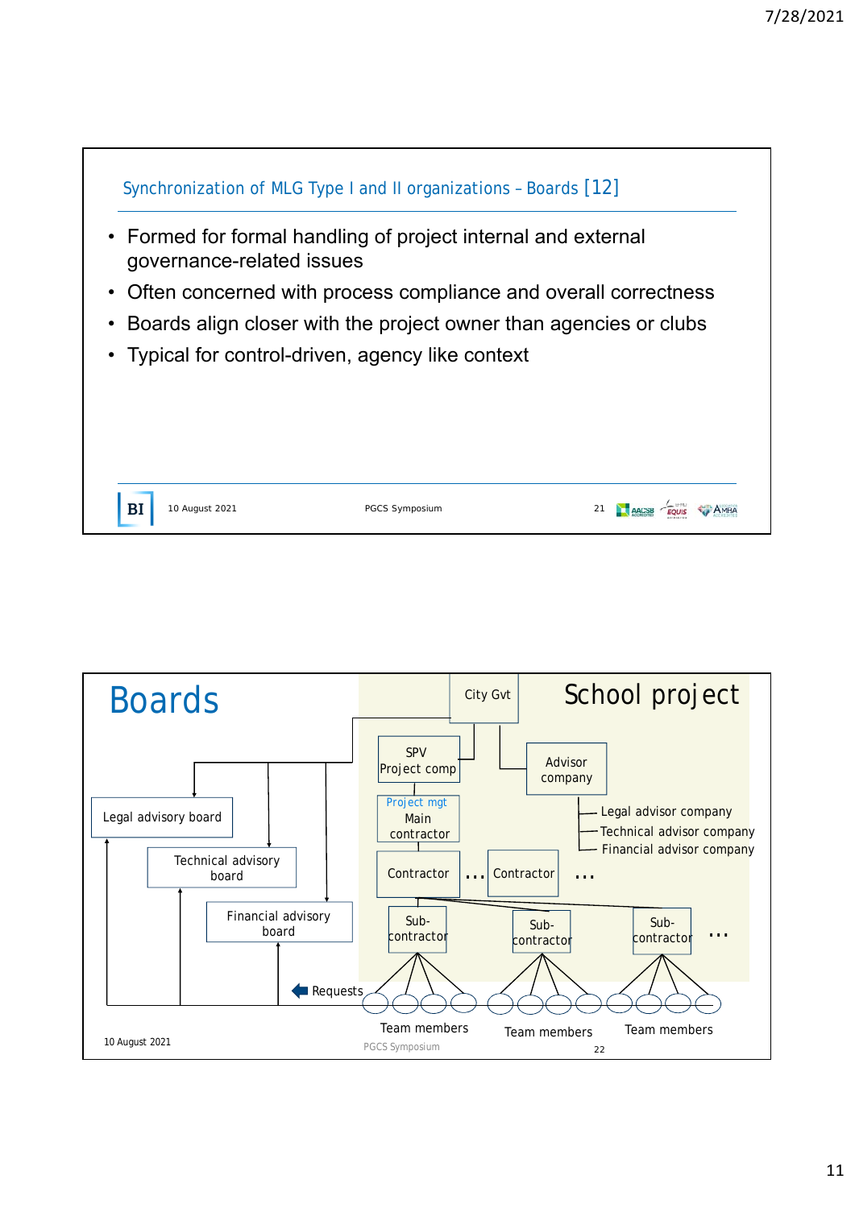## Synchronization of MLG Type I and II organizations – Boards [12]

- Formed for formal handling of project internal and external governance-related issues
- Often concerned with process compliance and overall correctness
- Boards align closer with the project owner than agencies or clubs
- Typical for control-driven, agency like context

# Boards

School project

City Gvt

SPV Project comp

Advisor company

Project mgt Main contractor

- Legal advisor company
- Technical advisor company
- Financial advisor company

Legal advisory board

Technical advisory board

Financial advisory board

Contractor … Contractor …

Sub-contractor Sub-contractor Sub-contractor …

Requests

Team members Team members Team members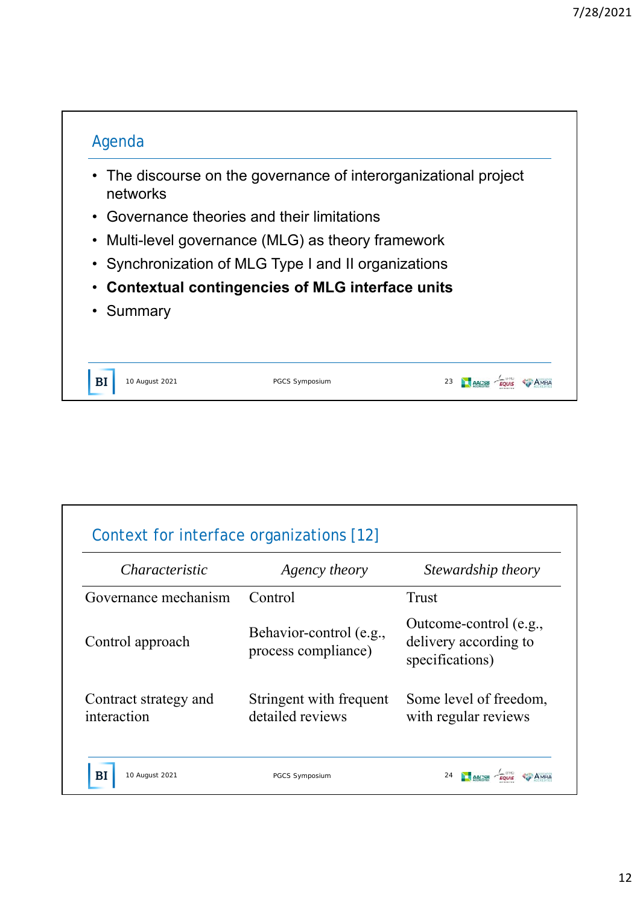## Agenda

- The discourse on the governance of interorganizational project networks
- Governance theories and their limitations
- Multi-level governance (MLG) as theory framework
- Synchronization of MLG Type I and II organizations
- **Contextual contingencies of MLG interface units**
- Summary

## Context for interface organizations [12]

| *Characteristic* | *Agency theory* | *Stewardship theory* |
|---|---|---|
| Governance mechanism | Control | Trust |
| Control approach | Behavior-control (e.g., process compliance) | Outcome-control (e.g., delivery according to specifications) |
| Contract strategy and interaction | Stringent with frequent detailed reviews | Some level of freedom, with regular reviews |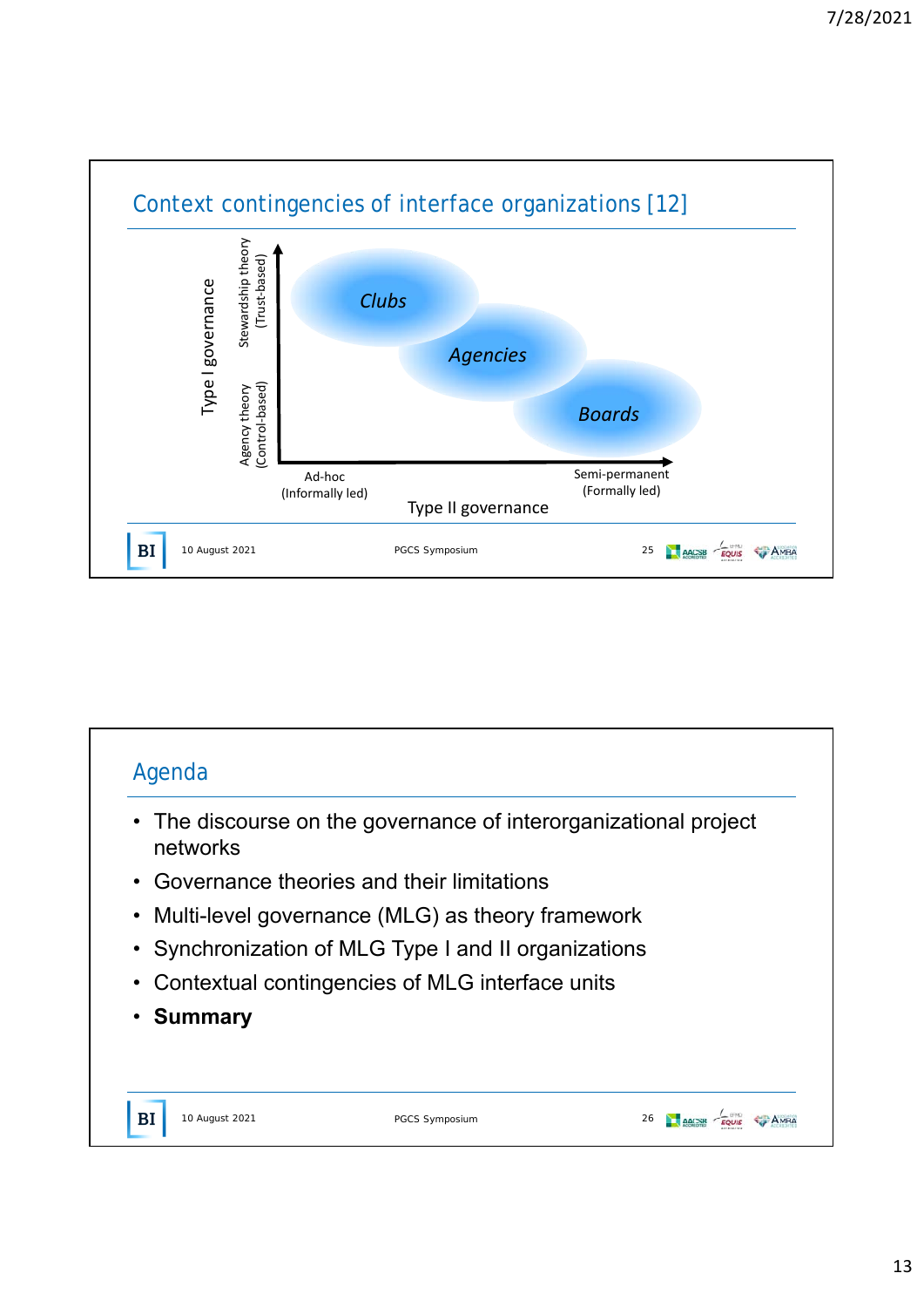## Context contingencies of interface organizations [12]

Type I governance

Stewardship theory (Trust-based)

Agency theory (Control-based)

*Clubs*

*Agencies*

*Boards*

Ad-hoc (Informally led)

Semi-permanent (Formally led)

Type II governance

## Agenda

- The discourse on the governance of interorganizational project networks
- Governance theories and their limitations
- Multi-level governance (MLG) as theory framework
- Synchronization of MLG Type I and II organizations
- Contextual contingencies of MLG interface units
- **Summary**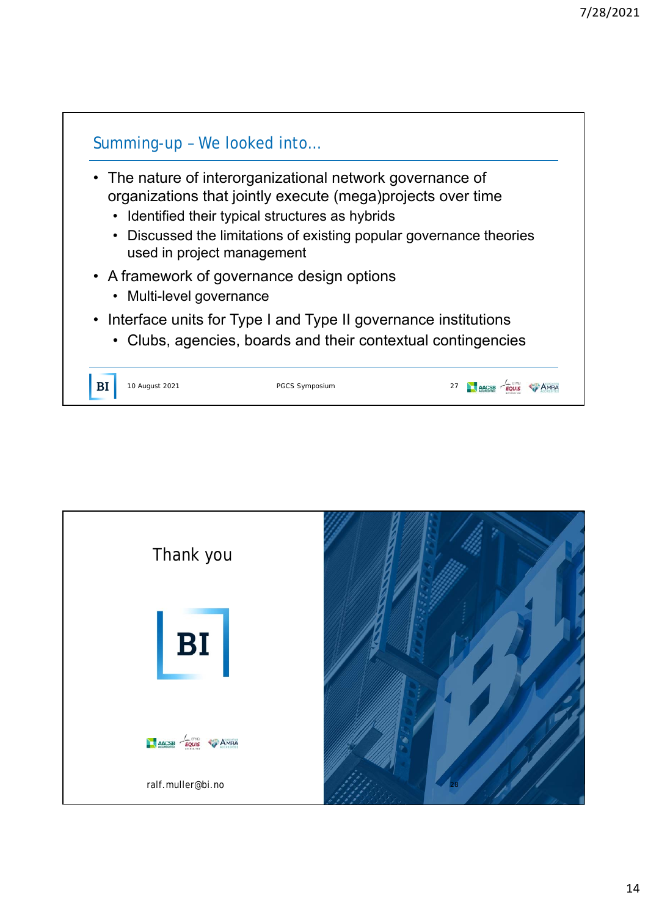## Summing-up – We looked into…

- The nature of interorganizational network governance of organizations that jointly execute (mega)projects over time
  - Identified their typical structures as hybrids
  - Discussed the limitations of existing popular governance theories used in project management
- A framework of governance design options
  - Multi-level governance
- Interface units for Type I and Type II governance institutions
  - Clubs, agencies, boards and their contextual contingencies

10 August 2021 PGCS Symposium

## Thank you

ralf.muller@bi.no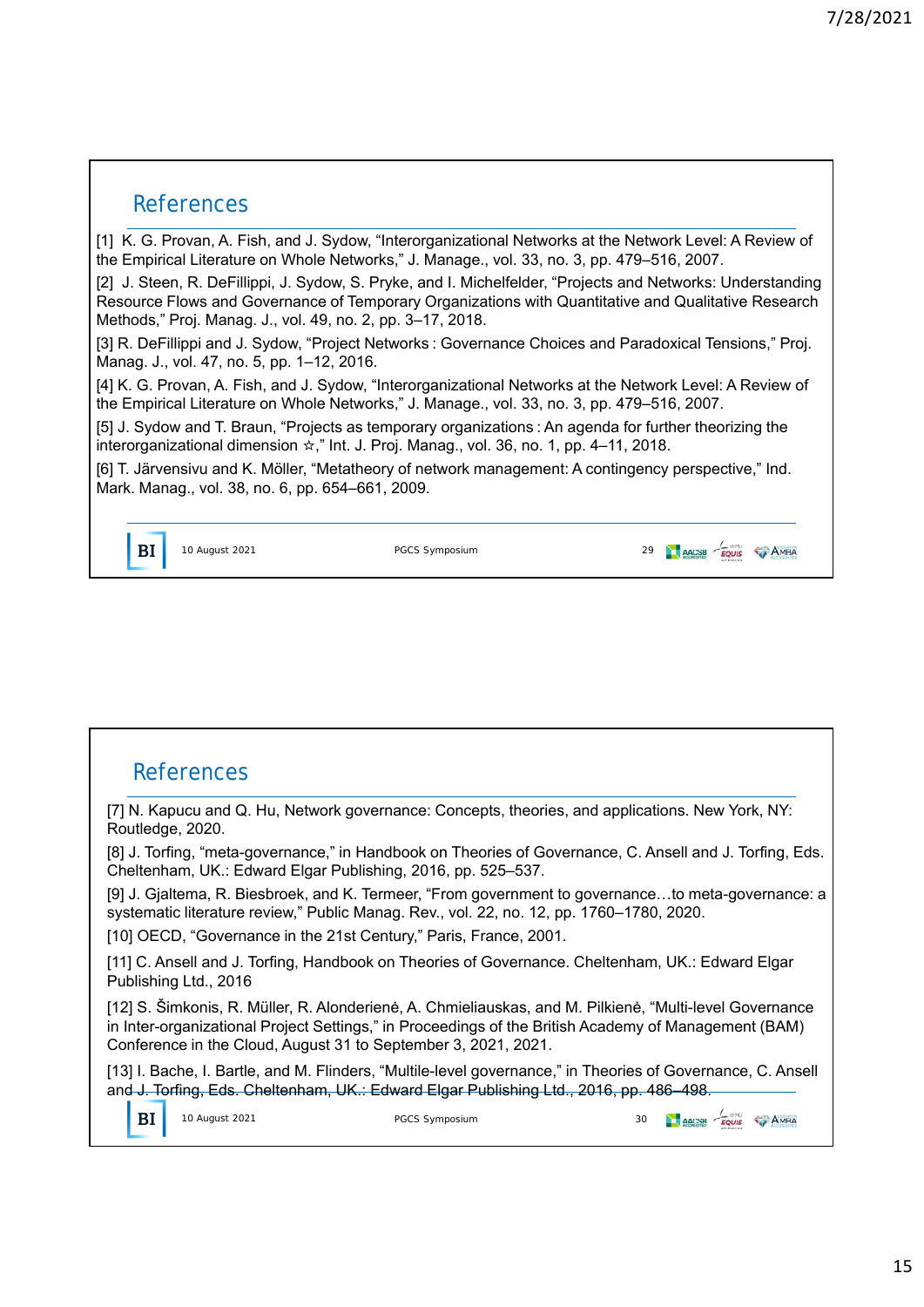## References

[1] K. G. Provan, A. Fish, and J. Sydow, “Interorganizational Networks at the Network Level: A Review of the Empirical Literature on Whole Networks,” J. Manage., vol. 33, no. 3, pp. 479–516, 2007.

[2] J. Steen, R. DeFillippi, J. Sydow, S. Pryke, and I. Michelfelder, “Projects and Networks: Understanding Resource Flows and Governance of Temporary Organizations with Quantitative and Qualitative Research Methods,” Proj. Manag. J., vol. 49, no. 2, pp. 3–17, 2018.

[3] R. DeFillippi and J. Sydow, “Project Networks : Governance Choices and Paradoxical Tensions,” Proj. Manag. J., vol. 47, no. 5, pp. 1–12, 2016.

[4] K. G. Provan, A. Fish, and J. Sydow, “Interorganizational Networks at the Network Level: A Review of the Empirical Literature on Whole Networks,” J. Manage., vol. 33, no. 3, pp. 479–516, 2007.

[5] J. Sydow and T. Braun, “Projects as temporary organizations : An agenda for further theorizing the interorganizational dimension ☆,” Int. J. Proj. Manag., vol. 36, no. 1, pp. 4–11, 2018.

[6] T. Järvensivu and K. Möller, “Metatheory of network management: A contingency perspective,” Ind. Mark. Manag., vol. 38, no. 6, pp. 654–661, 2009.

## References

[7] N. Kapucu and Q. Hu, Network governance: Concepts, theories, and applications. New York, NY: Routledge, 2020.

[8] J. Torfing, “meta-governance,” in Handbook on Theories of Governance, C. Ansell and J. Torfing, Eds. Cheltenham, UK.: Edward Elgar Publishing, 2016, pp. 525–537.

[9] J. Gjaltema, R. Biesbroek, and K. Termeer, “From government to governance…to meta-governance: a systematic literature review,” Public Manag. Rev., vol. 22, no. 12, pp. 1760–1780, 2020.

[10] OECD, “Governance in the 21st Century,” Paris, France, 2001.

[11] C. Ansell and J. Torfing, Handbook on Theories of Governance. Cheltenham, UK.: Edward Elgar Publishing Ltd., 2016

[12] S. Šimkonis, R. Müller, R. Alonderienė, A. Chmieliauskas, and M. Pilkienė, “Multi-level Governance in Inter-organizational Project Settings,” in Proceedings of the British Academy of Management (BAM) Conference in the Cloud, August 31 to September 3, 2021, 2021.

[13] I. Bache, I. Bartle, and M. Flinders, “Multile-level governance,” in Theories of Governance, C. Ansell and J. Torfing, Eds. Cheltenham, UK.: Edward Elgar Publishing Ltd., 2016, pp. 486–498.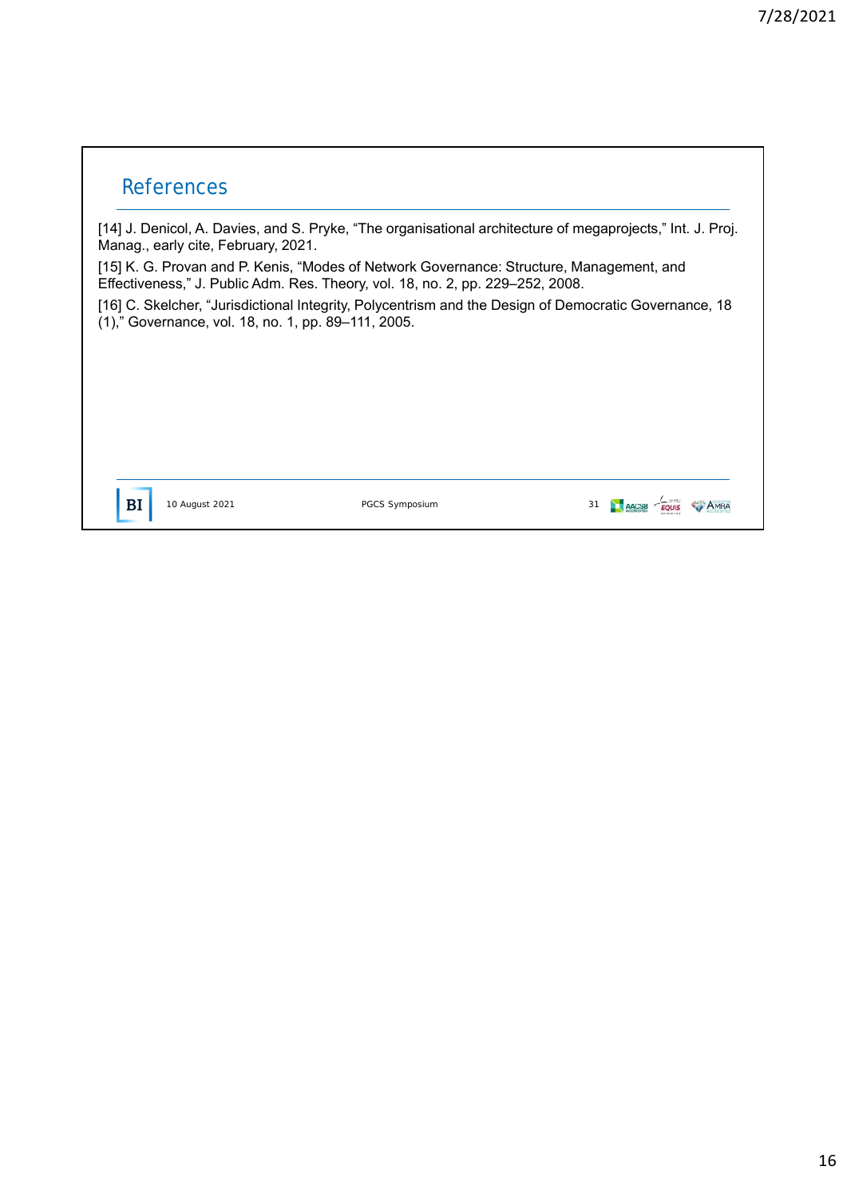## References

[14] J. Denicol, A. Davies, and S. Pryke, “The organisational architecture of megaprojects,” Int. J. Proj. Manag., early cite, February, 2021.

[15] K. G. Provan and P. Kenis, “Modes of Network Governance: Structure, Management, and Effectiveness,” J. Public Adm. Res. Theory, vol. 18, no. 2, pp. 229–252, 2008.

[16] C. Skelcher, “Jurisdictional Integrity, Polycentrism and the Design of Democratic Governance, 18 (1),” Governance, vol. 18, no. 1, pp. 89–111, 2005.